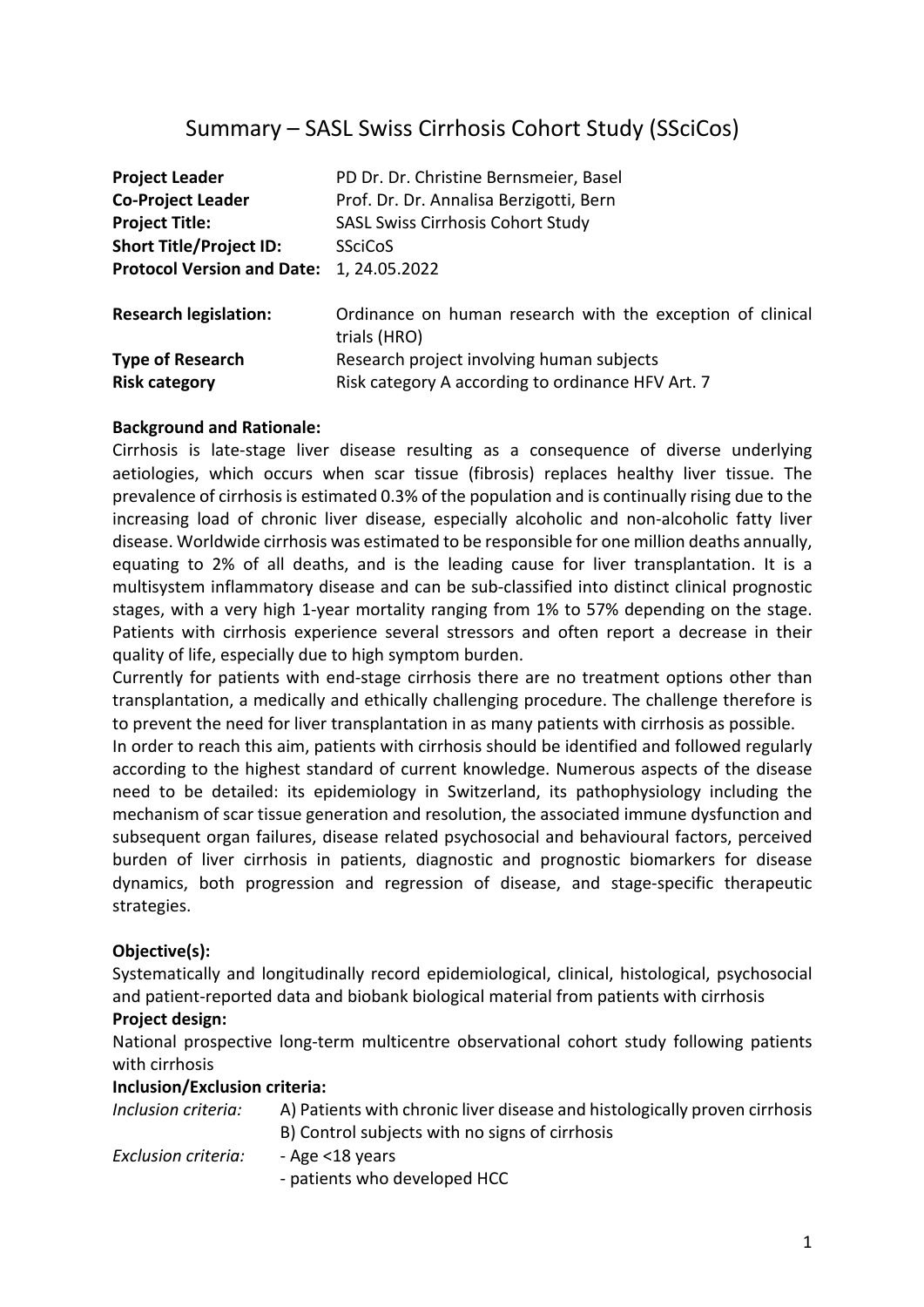# Summary – SASL Swiss Cirrhosis Cohort Study (SSciCos)

| | |
|---|---|
| **Project Leader** | PD Dr. Dr. Christine Bernsmeier, Basel |
| **Co-Project Leader** | Prof. Dr. Dr. Annalisa Berzigotti, Bern |
| **Project Title:** | SASL Swiss Cirrhosis Cohort Study |
| **Short Title/Project ID:** | SSciCoS |
| **Protocol Version and Date:** | 1, 24.05.2022 |
| **Research legislation:** | Ordinance on human research with the exception of clinical trials (HRO) |
| **Type of Research** | Research project involving human subjects |
| **Risk category** | Risk category A according to ordinance HFV Art. 7 |

**Background and Rationale:**

Cirrhosis is late-stage liver disease resulting as a consequence of diverse underlying aetiologies, which occurs when scar tissue (fibrosis) replaces healthy liver tissue. The prevalence of cirrhosis is estimated 0.3% of the population and is continually rising due to the increasing load of chronic liver disease, especially alcoholic and non-alcoholic fatty liver disease. Worldwide cirrhosis was estimated to be responsible for one million deaths annually, equating to 2% of all deaths, and is the leading cause for liver transplantation. It is a multisystem inflammatory disease and can be sub-classified into distinct clinical prognostic stages, with a very high 1-year mortality ranging from 1% to 57% depending on the stage. Patients with cirrhosis experience several stressors and often report a decrease in their quality of life, especially due to high symptom burden.

Currently for patients with end-stage cirrhosis there are no treatment options other than transplantation, a medically and ethically challenging procedure. The challenge therefore is to prevent the need for liver transplantation in as many patients with cirrhosis as possible.

In order to reach this aim, patients with cirrhosis should be identified and followed regularly according to the highest standard of current knowledge. Numerous aspects of the disease need to be detailed: its epidemiology in Switzerland, its pathophysiology including the mechanism of scar tissue generation and resolution, the associated immune dysfunction and subsequent organ failures, disease related psychosocial and behavioural factors, perceived burden of liver cirrhosis in patients, diagnostic and prognostic biomarkers for disease dynamics, both progression and regression of disease, and stage-specific therapeutic strategies.

**Objective(s):**

Systematically and longitudinally record epidemiological, clinical, histological, psychosocial and patient-reported data and biobank biological material from patients with cirrhosis

**Project design:**

National prospective long-term multicentre observational cohort study following patients with cirrhosis

**Inclusion/Exclusion criteria:**

*Inclusion criteria:*
A) Patients with chronic liver disease and histologically proven cirrhosis
B) Control subjects with no signs of cirrhosis

*Exclusion criteria:*
- Age <18 years
- patients who developed HCC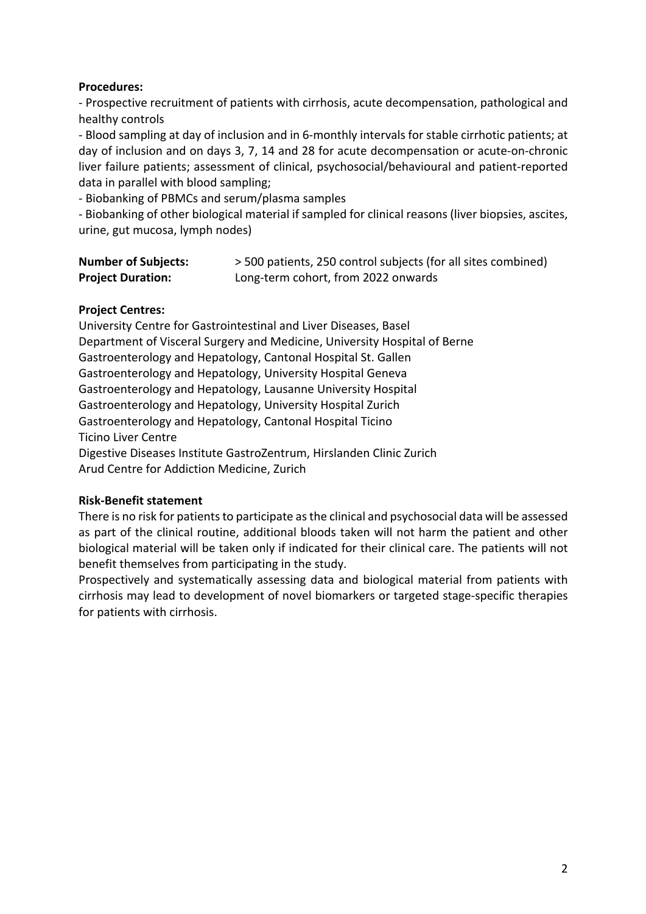**Procedures:**

- Prospective recruitment of patients with cirrhosis, acute decompensation, pathological and healthy controls
- Blood sampling at day of inclusion and in 6-monthly intervals for stable cirrhotic patients; at day of inclusion and on days 3, 7, 14 and 28 for acute decompensation or acute-on-chronic liver failure patients; assessment of clinical, psychosocial/behavioural and patient-reported data in parallel with blood sampling;
- Biobanking of PBMCs and serum/plasma samples
- Biobanking of other biological material if sampled for clinical reasons (liver biopsies, ascites, urine, gut mucosa, lymph nodes)

**Number of Subjects:** > 500 patients, 250 control subjects (for all sites combined)
**Project Duration:** Long-term cohort, from 2022 onwards

**Project Centres:**

University Centre for Gastrointestinal and Liver Diseases, Basel
Department of Visceral Surgery and Medicine, University Hospital of Berne
Gastroenterology and Hepatology, Cantonal Hospital St. Gallen
Gastroenterology and Hepatology, University Hospital Geneva
Gastroenterology and Hepatology, Lausanne University Hospital
Gastroenterology and Hepatology, University Hospital Zurich
Gastroenterology and Hepatology, Cantonal Hospital Ticino
Ticino Liver Centre
Digestive Diseases Institute GastroZentrum, Hirslanden Clinic Zurich
Arud Centre for Addiction Medicine, Zurich

**Risk-Benefit statement**

There is no risk for patients to participate as the clinical and psychosocial data will be assessed as part of the clinical routine, additional bloods taken will not harm the patient and other biological material will be taken only if indicated for their clinical care. The patients will not benefit themselves from participating in the study.

Prospectively and systematically assessing data and biological material from patients with cirrhosis may lead to development of novel biomarkers or targeted stage-specific therapies for patients with cirrhosis.